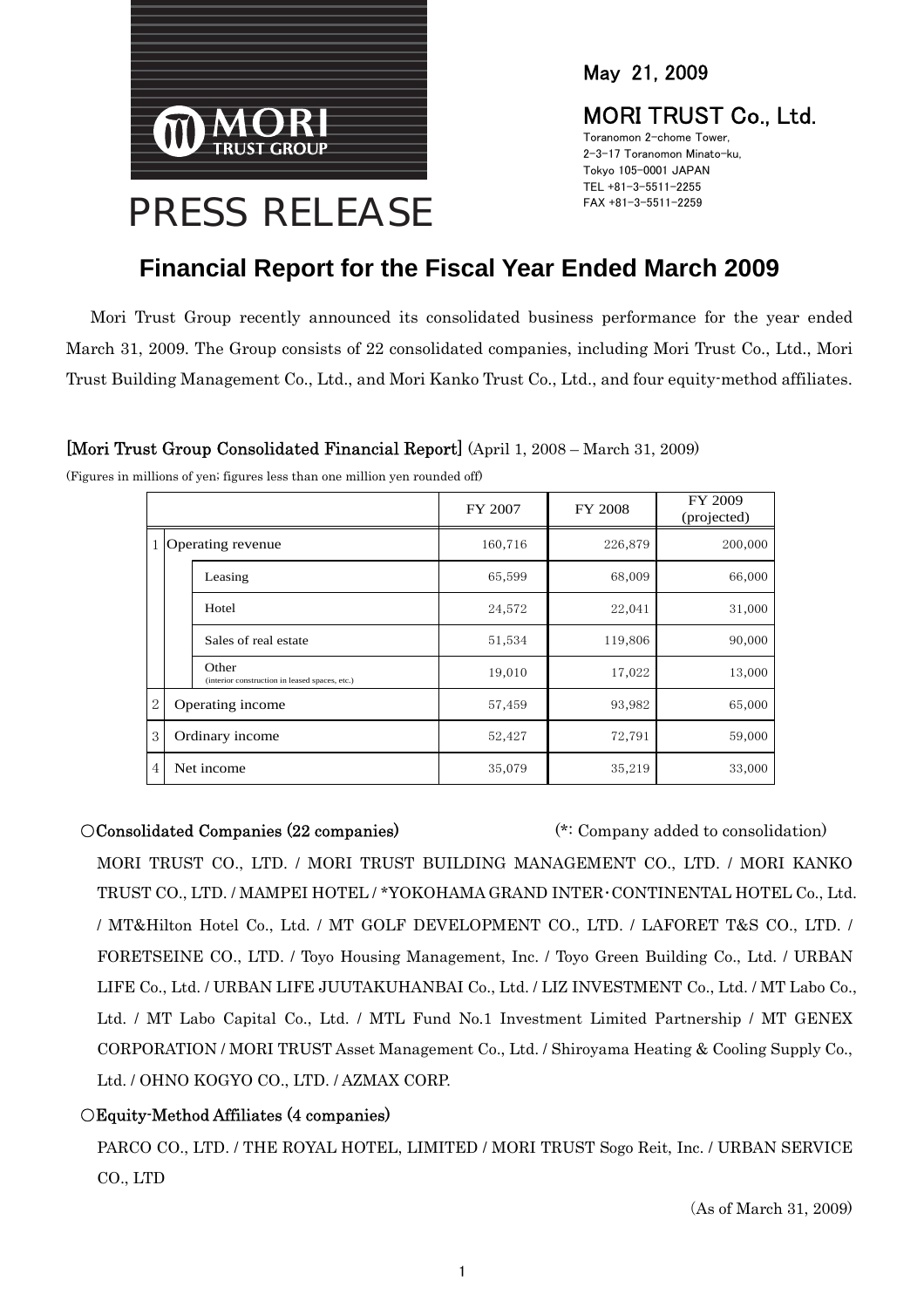May 21, 2009

MORI TRUST Co., Ltd.
Toranomon 2-chome Tower,
2-3-17 Toranomon Minato-ku,
Tokyo 105-0001 JAPAN
TEL +81-3-5511-2255
FAX +81-3-5511-2259

PRESS RELEASE

# Financial Report for the Fiscal Year Ended March 2009

Mori Trust Group recently announced its consolidated business performance for the year ended March 31, 2009. The Group consists of 22 consolidated companies, including Mori Trust Co., Ltd., Mori Trust Building Management Co., Ltd., and Mori Kanko Trust Co., Ltd., and four equity-method affiliates.

**[Mori Trust Group Consolidated Financial Report]** (April 1, 2008 – March 31, 2009)

(Figures in millions of yen; figures less than one million yen rounded off)

| | | | FY 2007 | FY 2008 | FY 2009 (projected) |
|---|---|---|---|---|---|
| 1 | Operating revenue | | 160,716 | 226,879 | 200,000 |
| | | Leasing | 65,599 | 68,009 | 66,000 |
| | | Hotel | 24,572 | 22,041 | 31,000 |
| | | Sales of real estate | 51,534 | 119,806 | 90,000 |
| | | Other (interior construction in leased spaces, etc.) | 19,010 | 17,022 | 13,000 |
| 2 | Operating income | | 57,459 | 93,982 | 65,000 |
| 3 | Ordinary income | | 52,427 | 72,791 | 59,000 |
| 4 | Net income | | 35,079 | 35,219 | 33,000 |

**○Consolidated Companies (22 companies)** (*: Company added to consolidation)

MORI TRUST CO., LTD. / MORI TRUST BUILDING MANAGEMENT CO., LTD. / MORI KANKO TRUST CO., LTD. / MAMPEI HOTEL / *YOKOHAMA GRAND INTER･CONTINENTAL HOTEL Co., Ltd. / MT&Hilton Hotel Co., Ltd. / MT GOLF DEVELOPMENT CO., LTD. / LAFORET T&S CO., LTD. / FORETSEINE CO., LTD. / Toyo Housing Management, Inc. / Toyo Green Building Co., Ltd. / URBAN LIFE Co., Ltd. / URBAN LIFE JUUTAKUHANBAI Co., Ltd. / LIZ INVESTMENT Co., Ltd. / MT Labo Co., Ltd. / MT Labo Capital Co., Ltd. / MTL Fund No.1 Investment Limited Partnership / MT GENEX CORPORATION / MORI TRUST Asset Management Co., Ltd. / Shiroyama Heating & Cooling Supply Co., Ltd. / OHNO KOGYO CO., LTD. / AZMAX CORP.

**○Equity-Method Affiliates (4 companies)**

PARCO CO., LTD. / THE ROYAL HOTEL, LIMITED / MORI TRUST Sogo Reit, Inc. / URBAN SERVICE CO., LTD

(As of March 31, 2009)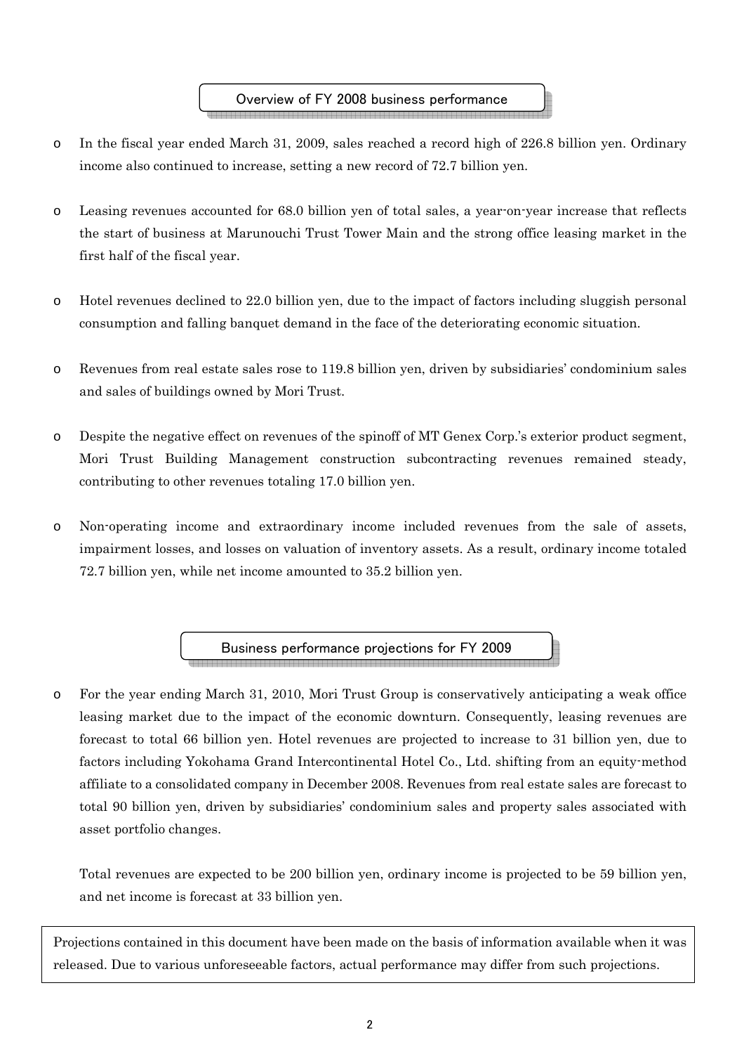## Overview of FY 2008 business performance

- In the fiscal year ended March 31, 2009, sales reached a record high of 226.8 billion yen. Ordinary income also continued to increase, setting a new record of 72.7 billion yen.

- Leasing revenues accounted for 68.0 billion yen of total sales, a year-on-year increase that reflects the start of business at Marunouchi Trust Tower Main and the strong office leasing market in the first half of the fiscal year.

- Hotel revenues declined to 22.0 billion yen, due to the impact of factors including sluggish personal consumption and falling banquet demand in the face of the deteriorating economic situation.

- Revenues from real estate sales rose to 119.8 billion yen, driven by subsidiaries' condominium sales and sales of buildings owned by Mori Trust.

- Despite the negative effect on revenues of the spinoff of MT Genex Corp.'s exterior product segment, Mori Trust Building Management construction subcontracting revenues remained steady, contributing to other revenues totaling 17.0 billion yen.

- Non-operating income and extraordinary income included revenues from the sale of assets, impairment losses, and losses on valuation of inventory assets. As a result, ordinary income totaled 72.7 billion yen, while net income amounted to 35.2 billion yen.

## Business performance projections for FY 2009

- For the year ending March 31, 2010, Mori Trust Group is conservatively anticipating a weak office leasing market due to the impact of the economic downturn. Consequently, leasing revenues are forecast to total 66 billion yen. Hotel revenues are projected to increase to 31 billion yen, due to factors including Yokohama Grand Intercontinental Hotel Co., Ltd. shifting from an equity-method affiliate to a consolidated company in December 2008. Revenues from real estate sales are forecast to total 90 billion yen, driven by subsidiaries' condominium sales and property sales associated with asset portfolio changes.

  Total revenues are expected to be 200 billion yen, ordinary income is projected to be 59 billion yen, and net income is forecast at 33 billion yen.

Projections contained in this document have been made on the basis of information available when it was released. Due to various unforeseeable factors, actual performance may differ from such projections.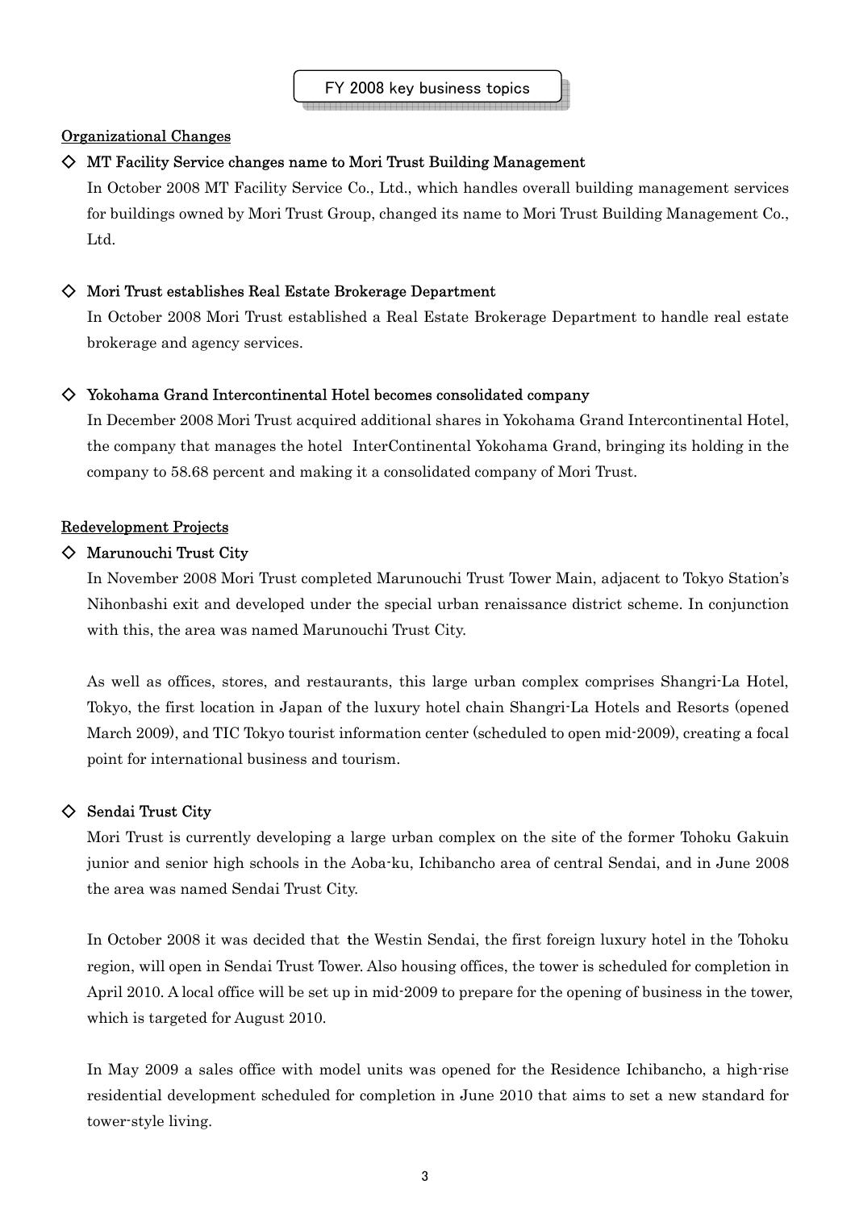# FY 2008 key business topics

## Organizational Changes

### ◇ MT Facility Service changes name to Mori Trust Building Management

In October 2008 MT Facility Service Co., Ltd., which handles overall building management services for buildings owned by Mori Trust Group, changed its name to Mori Trust Building Management Co., Ltd.

### ◇ Mori Trust establishes Real Estate Brokerage Department

In October 2008 Mori Trust established a Real Estate Brokerage Department to handle real estate brokerage and agency services.

### ◇ Yokohama Grand Intercontinental Hotel becomes consolidated company

In December 2008 Mori Trust acquired additional shares in Yokohama Grand Intercontinental Hotel, the company that manages the hotel InterContinental Yokohama Grand, bringing its holding in the company to 58.68 percent and making it a consolidated company of Mori Trust.

## Redevelopment Projects

### ◇ Marunouchi Trust City

In November 2008 Mori Trust completed Marunouchi Trust Tower Main, adjacent to Tokyo Station's Nihonbashi exit and developed under the special urban renaissance district scheme. In conjunction with this, the area was named Marunouchi Trust City.

As well as offices, stores, and restaurants, this large urban complex comprises Shangri-La Hotel, Tokyo, the first location in Japan of the luxury hotel chain Shangri-La Hotels and Resorts (opened March 2009), and TIC Tokyo tourist information center (scheduled to open mid-2009), creating a focal point for international business and tourism.

### ◇ Sendai Trust City

Mori Trust is currently developing a large urban complex on the site of the former Tohoku Gakuin junior and senior high schools in the Aoba-ku, Ichibancho area of central Sendai, and in June 2008 the area was named Sendai Trust City.

In October 2008 it was decided that the Westin Sendai, the first foreign luxury hotel in the Tohoku region, will open in Sendai Trust Tower. Also housing offices, the tower is scheduled for completion in April 2010. A local office will be set up in mid-2009 to prepare for the opening of business in the tower, which is targeted for August 2010.

In May 2009 a sales office with model units was opened for the Residence Ichibancho, a high-rise residential development scheduled for completion in June 2010 that aims to set a new standard for tower-style living.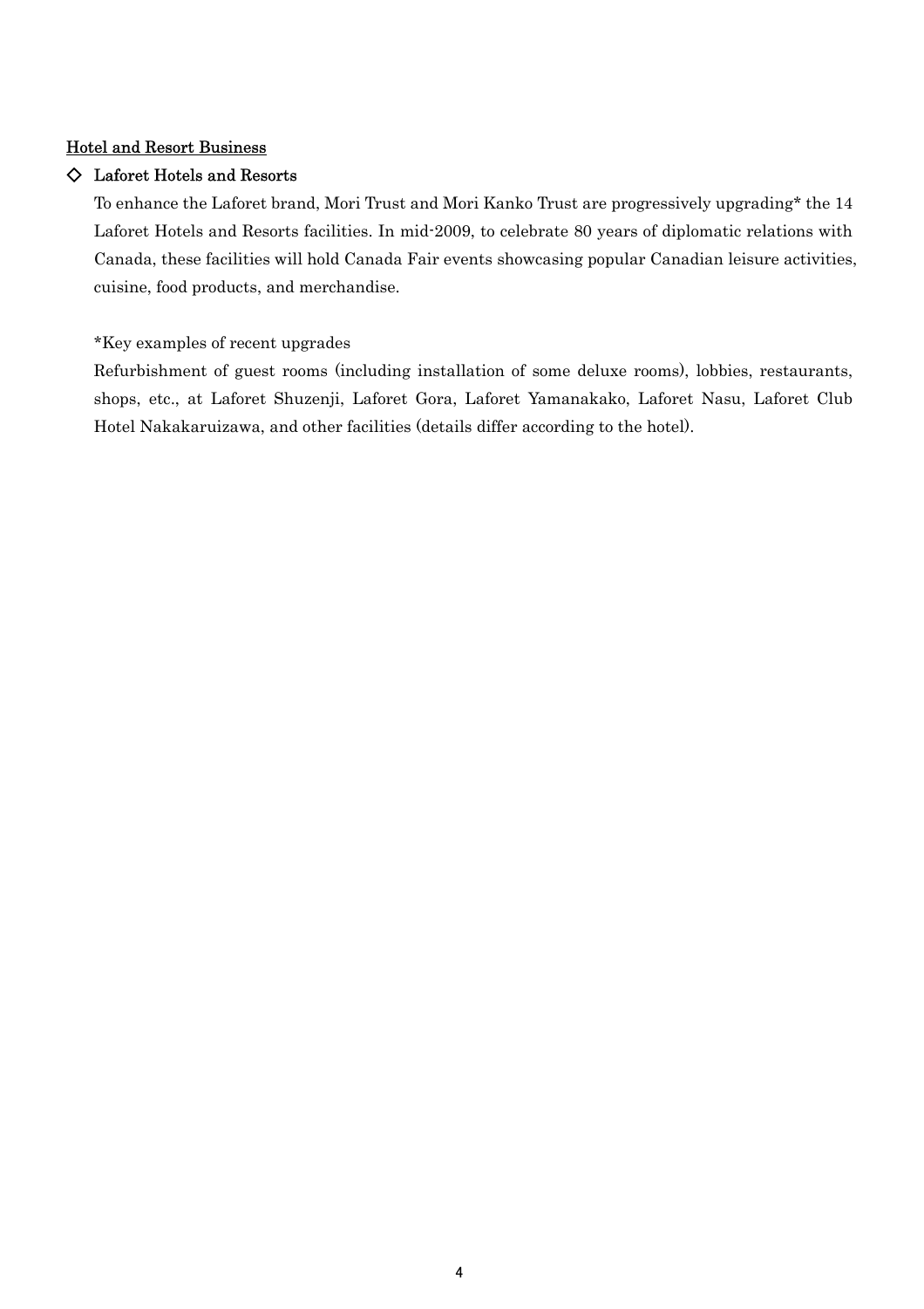## Hotel and Resort Business

### ◇ Laforet Hotels and Resorts

To enhance the Laforet brand, Mori Trust and Mori Kanko Trust are progressively upgrading* the 14 Laforet Hotels and Resorts facilities. In mid-2009, to celebrate 80 years of diplomatic relations with Canada, these facilities will hold Canada Fair events showcasing popular Canadian leisure activities, cuisine, food products, and merchandise.

*Key examples of recent upgrades

Refurbishment of guest rooms (including installation of some deluxe rooms), lobbies, restaurants, shops, etc., at Laforet Shuzenji, Laforet Gora, Laforet Yamanakako, Laforet Nasu, Laforet Club Hotel Nakakaruizawa, and other facilities (details differ according to the hotel).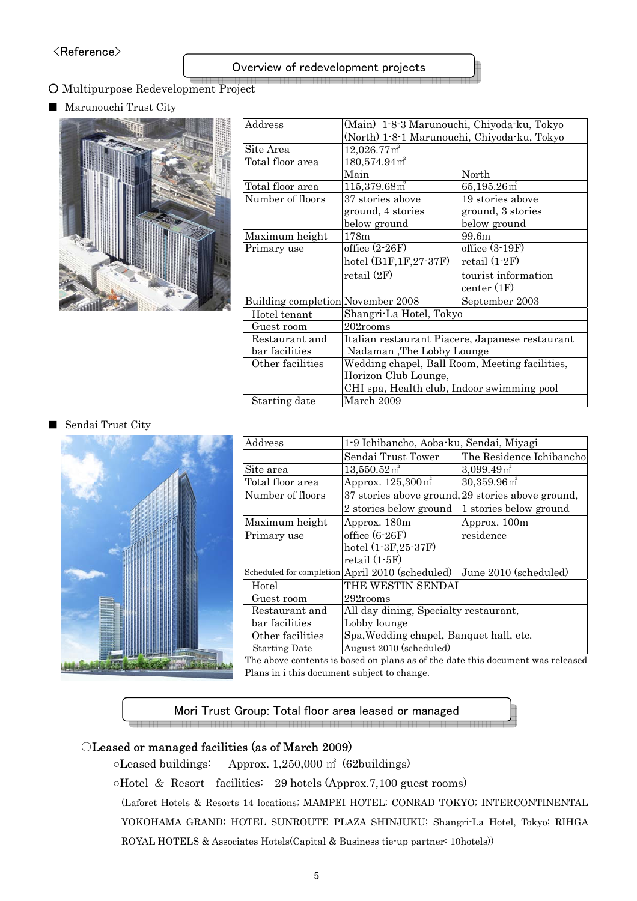<Reference>

## Overview of redevelopment projects

○ Multipurpose Redevelopment Project

■ Marunouchi Trust City

| Address | (Main) 1-8-3 Marunouchi, Chiyoda-ku, Tokyo<br>(North) 1-8-1 Marunouchi, Chiyoda-ku, Tokyo | |
|---|---|---|
| Site Area | 12,026.77㎡ | |
| Total floor area | 180,574.94㎡ | |
| | Main | North |
| Total floor area | 115,379.68㎡ | 65,195.26㎡ |
| Number of floors | 37 stories above ground, 4 stories below ground | 19 stories above ground, 3 stories below ground |
| Maximum height | 178m | 99.6m |
| Primary use | office (2-26F)<br>hotel (B1F,1F,27-37F)<br>retail (2F) | office (3-19F)<br>retail (1-2F)<br>tourist information center (1F) |
| Building completion | November 2008 | September 2003 |
| Hotel tenant | Shangri-La Hotel, Tokyo | |
| Guest room | 202rooms | |
| Restaurant and bar facilities | Italian restaurant Piacere, Japanese restaurant Nadaman ,The Lobby Lounge | |
| Other facilities | Wedding chapel, Ball Room, Meeting facilities, Horizon Club Lounge,<br>CHI spa, Health club, Indoor swimming pool | |
| Starting date | March 2009 | |

■ Sendai Trust City

| Address | 1-9 Ichibancho, Aoba-ku, Sendai, Miyagi | |
|---|---|---|
| | Sendai Trust Tower | The Residence Ichibancho |
| Site area | 13,550.52㎡ | 3,099.49㎡ |
| Total floor area | Approx. 125,300㎡ | 30,359.96㎡ |
| Number of floors | 37 stories above ground, 2 stories below ground | 29 stories above ground, 1 stories below ground |
| Maximum height | Approx. 180m | Approx. 100m |
| Primary use | office (6-26F)<br>hotel (1-3F,25-37F)<br>retail (1-5F) | residence |
| Scheduled for completion | April 2010 (scheduled) | June 2010 (scheduled) |
| Hotel | THE WESTIN SENDAI | |
| Guest room | 292rooms | |
| Restaurant and bar facilities | All day dining, Specialty restaurant, Lobby lounge | |
| Other facilities | Spa,Wedding chapel, Banquet hall, etc. | |
| Starting Date | August 2010 (scheduled) | |

The above contents is based on plans as of the date this document was released Plans in i this document subject to change.

## Mori Trust Group: Total floor area leased or managed

○Leased or managed facilities (as of March 2009)

- ○Leased buildings: Approx. 1,250,000 ㎡ (62buildings)
- ○Hotel & Resort facilities: 29 hotels (Approx.7,100 guest rooms)

(Laforet Hotels & Resorts 14 locations; MAMPEI HOTEL; CONRAD TOKYO; INTERCONTINENTAL YOKOHAMA GRAND; HOTEL SUNROUTE PLAZA SHINJUKU; Shangri-La Hotel, Tokyo; RIHGA ROYAL HOTELS & Associates Hotels(Capital & Business tie-up partner: 10hotels))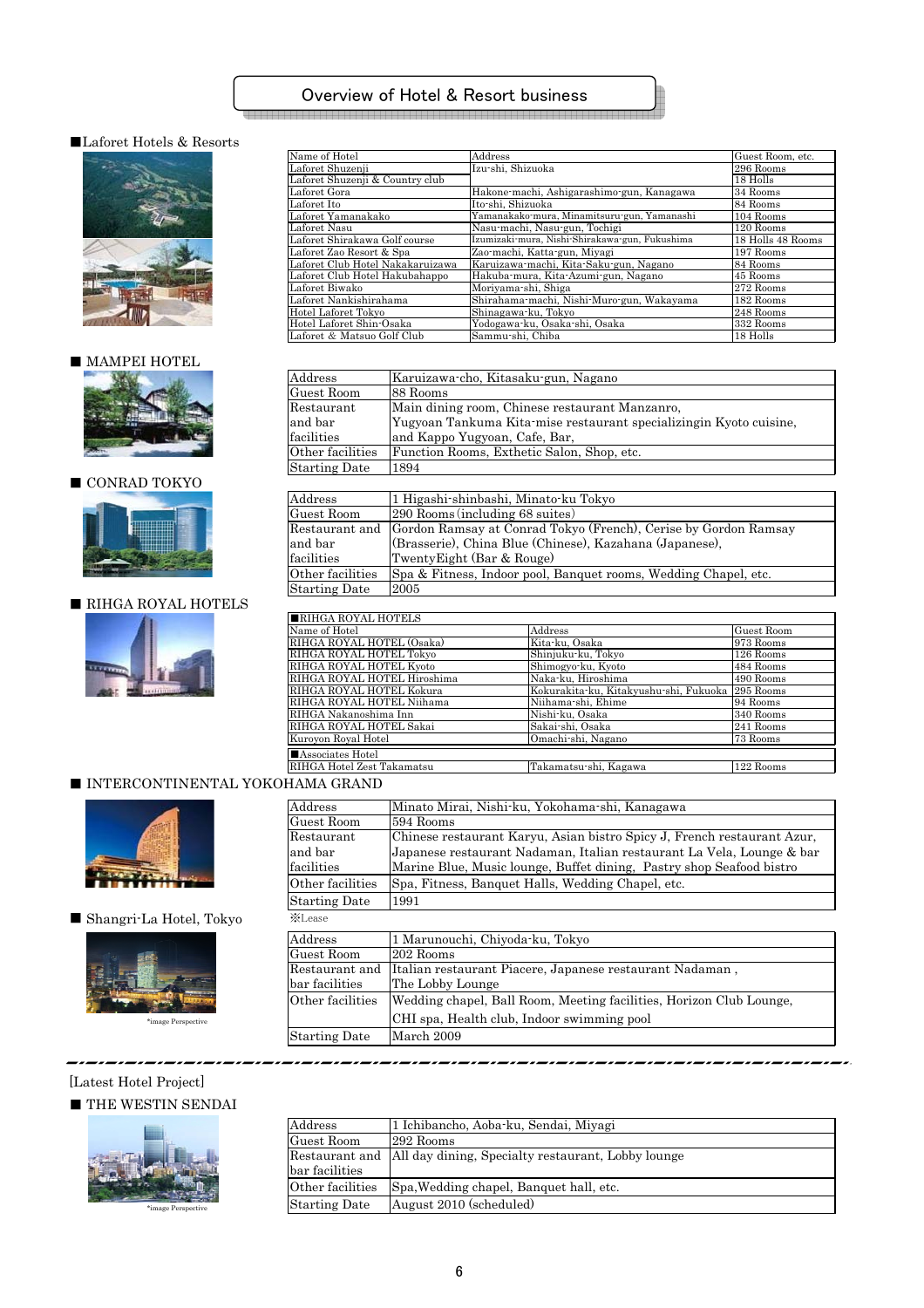# Overview of Hotel & Resort business

## ■Laforet Hotels & Resorts

| Name of Hotel | Address | Guest Room, etc. |
|---|---|---|
| Laforet Shuzenji | Izu-shi, Shizuoka | 296 Rooms |
| Laforet Shuzenji & Country club | | 18 Holls |
| Laforet Gora | Hakone-machi, Ashigarashimo-gun, Kanagawa | 34 Rooms |
| Laforet Ito | Ito-shi, Shizuoka | 84 Rooms |
| Laforet Yamanakako | Yamanakako-mura, Minamitsuru-gun, Yamanashi | 104 Rooms |
| Laforet Nasu | Nasu-machi, Nasu-gun, Tochigi | 120 Rooms |
| Laforet Shirakawa Golf course | Izumizaki-mura, Nishi-Shirakawa-gun, Fukushima | 18 Holls 48 Rooms |
| Laforet Zao Resort & Spa | Zao-machi, Katta-gun, Miyagi | 197 Rooms |
| Laforet Club Hotel Nakakaruizawa | Karuizawa-machi, Kita-Saku-gun, Nagano | 84 Rooms |
| Laforet Club Hotel Hakubahappo | Hakuba-mura, Kita-Azumi-gun, Nagano | 45 Rooms |
| Laforet Biwako | Moriyama-shi, Shiga | 272 Rooms |
| Laforet Nankishirahama | Shirahama-machi, Nishi-Muro-gun, Wakayama | 182 Rooms |
| Hotel Laforet Tokyo | Shinagawa-ku, Tokyo | 248 Rooms |
| Hotel Laforet Shin-Osaka | Yodogawa-ku, Osaka-shi, Osaka | 332 Rooms |
| Laforet & Matsuo Golf Club | Sammu-shi, Chiba | 18 Holls |

## ■ MAMPEI HOTEL

| | |
|---|---|
| Address | Karuizawa-cho, Kitasaku-gun, Nagano |
| Guest Room | 88 Rooms |
| Restaurant and bar facilities | Main dining room, Chinese restaurant Manzanro, Yugyoan Tankuma Kita-mise restaurant specializingin Kyoto cuisine, and Kappo Yugyoan, Cafe, Bar, |
| Other facilities | Function Rooms, Exthetic Salon, Shop, etc. |
| Starting Date | 1894 |

## ■ CONRAD TOKYO

| | |
|---|---|
| Address | 1 Higashi-shinbashi, Minato-ku Tokyo |
| Guest Room | 290 Rooms (including 68 suites) |
| Restaurant and bar facilities | Gordon Ramsay at Conrad Tokyo (French), Cerise by Gordon Ramsay (Brasserie), China Blue (Chinese), Kazahana (Japanese), TwentyEight (Bar & Rouge) |
| Other facilities | Spa & Fitness, Indoor pool, Banquet rooms, Wedding Chapel, etc. |
| Starting Date | 2005 |

## ■ RIHGA ROYAL HOTELS

| ■RIHGA ROYAL HOTELS | | |
|---|---|---|
| Name of Hotel | Address | Guest Room |
| RIHGA ROYAL HOTEL (Osaka) | Kita-ku, Osaka | 973 Rooms |
| RIHGA ROYAL HOTEL Tokyo | Shinjuku-ku, Tokyo | 126 Rooms |
| RIHGA ROYAL HOTEL Kyoto | Shimogyo-ku, Kyoto | 484 Rooms |
| RIHGA ROYAL HOTEL Hiroshima | Naka-ku, Hiroshima | 490 Rooms |
| RIHGA ROYAL HOTEL Kokura | Kokurakita-ku, Kitakyushu-shi, Fukuoka | 295 Rooms |
| RIHGA ROYAL HOTEL Niihama | Niihama-shi, Ehime | 94 Rooms |
| RIHGA Nakanoshima Inn | Nishi-ku, Osaka | 340 Rooms |
| RIHGA ROYAL HOTEL Sakai | Sakai-shi, Osaka | 241 Rooms |
| Kuroyon Royal Hotel | Omachi-shi, Nagano | 73 Rooms |
| ■Associates Hotel | | |
| RIHGA Hotel Zest Takamatsu | Takamatsu-shi, Kagawa | 122 Rooms |

## ■ INTERCONTINENTAL YOKOHAMA GRAND

| | |
|---|---|
| Address | Minato Mirai, Nishi-ku, Yokohama-shi, Kanagawa |
| Guest Room | 594 Rooms |
| Restaurant and bar facilities | Chinese restaurant Karyu, Asian bistro Spicy J, French restaurant Azur, Japanese restaurant Nadaman, Italian restaurant La Vela, Lounge & bar Marine Blue, Music lounge, Buffet dining, Pastry shop Seafood bistro |
| Other facilities | Spa, Fitness, Banquet Halls, Wedding Chapel, etc. |
| Starting Date | 1991 |

※Lease

## ■ Shangri-La Hotel, Tokyo

| | |
|---|---|
| Address | 1 Marunouchi, Chiyoda-ku, Tokyo |
| Guest Room | 202 Rooms |
| Restaurant and bar facilities | Italian restaurant Piacere, Japanese restaurant Nadaman , The Lobby Lounge |
| Other facilities | Wedding chapel, Ball Room, Meeting facilities, Horizon Club Lounge, CHI spa, Health club, Indoor swimming pool |
| Starting Date | March 2009 |

*image Perspective

---

[Latest Hotel Project]

## ■ THE WESTIN SENDAI

| | |
|---|---|
| Address | 1 Ichibancho, Aoba-ku, Sendai, Miyagi |
| Guest Room | 292 Rooms |
| Restaurant and bar facilities | All day dining, Specialty restaurant, Lobby lounge |
| Other facilities | Spa,Wedding chapel, Banquet hall, etc. |
| Starting Date | August 2010 (scheduled) |

*image Perspective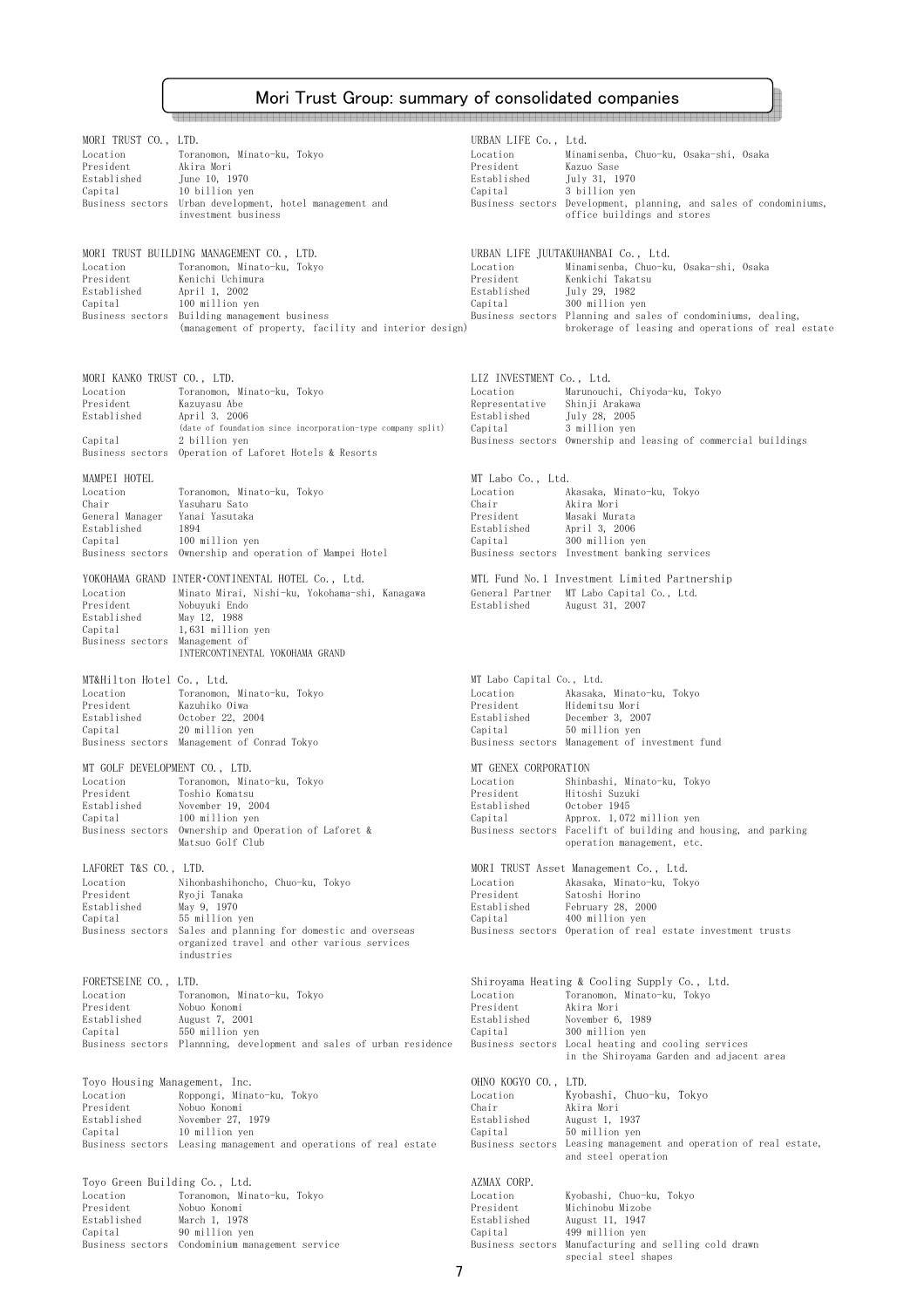# Mori Trust Group: summary of consolidated companies

**MORI TRUST CO., LTD.**

| | |
|---|---|
| Location | Toranomon, Minato-ku, Tokyo |
| President | Akira Mori |
| Established | June 10, 1970 |
| Capital | 10 billion yen |
| Business sectors | Urban development, hotel management and investment business |

**MORI TRUST BUILDING MANAGEMENT CO., LTD.**

| | |
|---|---|
| Location | Toranomon, Minato-ku, Tokyo |
| President | Kenichi Uchimura |
| Established | April 1, 2002 |
| Capital | 100 million yen |
| Business sectors | Building management business (management of property, facility and interior design) |

**MORI KANKO TRUST CO., LTD.**

| | |
|---|---|
| Location | Toranomon, Minato-ku, Tokyo |
| President | Kazuyasu Abe |
| Established | April 3. 2006 (date of foundation since incorporation-type company split) |
| Capital | 2 billion yen |
| Business sectors | Operation of Laforet Hotels & Resorts |

**MAMPEI HOTEL**

| | |
|---|---|
| Location | Toranomon, Minato-ku, Tokyo |
| Chair | Yasuharu Sato |
| General Manager | Yanai Yasutaka |
| Established | 1894 |
| Capital | 100 million yen |
| Business sectors | Ownership and operation of Mampei Hotel |

**YOKOHAMA GRAND INTER･CONTINENTAL HOTEL Co., Ltd.**

| | |
|---|---|
| Location | Minato Mirai, Nishi-ku, Yokohama-shi, Kanagawa |
| President | Nobuyuki Endo |
| Established | May 12, 1988 |
| Capital | 1,631 million yen |
| Business sectors | Management of INTERCONTINENTAL YOKOHAMA GRAND |

**MT&Hilton Hotel Co., Ltd.**

| | |
|---|---|
| Location | Toranomon, Minato-ku, Tokyo |
| President | Kazuhiko Oiwa |
| Established | October 22, 2004 |
| Capital | 20 million yen |
| Business sectors | Management of Conrad Tokyo |

**MT GOLF DEVELOPMENT CO., LTD.**

| | |
|---|---|
| Location | Toranomon, Minato-ku, Tokyo |
| President | Toshio Komatsu |
| Established | November 19, 2004 |
| Capital | 100 million yen |
| Business sectors | Ownership and Operation of Laforet & Matsuo Golf Club |

**LAFORET T&S CO., LTD.**

| | |
|---|---|
| Location | Nihonbashihoncho, Chuo-ku, Tokyo |
| President | Ryoji Tanaka |
| Established | May 9, 1970 |
| Capital | 55 million yen |
| Business sectors | Sales and planning for domestic and overseas organized travel and other various services industries |

**FORETSEINE CO., LTD.**

| | |
|---|---|
| Location | Toranomon, Minato-ku, Tokyo |
| President | Nobuo Konomi |
| Established | August 7, 2001 |
| Capital | 550 million yen |
| Business sectors | Plannning, development and sales of urban residence |

**Toyo Housing Management, Inc.**

| | |
|---|---|
| Location | Roppongi, Minato-ku, Tokyo |
| President | Nobuo Konomi |
| Established | November 27, 1979 |
| Capital | 10 million yen |
| Business sectors | Leasing management and operations of real estate |

**Toyo Green Building Co., Ltd.**

| | |
|---|---|
| Location | Toranomon, Minato-ku, Tokyo |
| President | Nobuo Konomi |
| Established | March 1, 1978 |
| Capital | 90 million yen |
| Business sectors | Condominium management service |

**URBAN LIFE Co., Ltd.**

| | |
|---|---|
| Location | Minamisenba, Chuo-ku, Osaka-shi, Osaka |
| President | Kazuo Sase |
| Established | July 31, 1970 |
| Capital | 3 billion yen |
| Business sectors | Development, planning, and sales of condominiums, office buildings and stores |

**URBAN LIFE JUUTAKUHANBAI Co., Ltd.**

| | |
|---|---|
| Location | Minamisenba, Chuo-ku, Osaka-shi, Osaka |
| President | Kenkichi Takatsu |
| Established | July 29, 1982 |
| Capital | 300 million yen |
| Business sectors | Planning and sales of condominiums, dealing, brokerage of leasing and operations of real estate |

**LIZ INVESTMENT Co., Ltd.**

| | |
|---|---|
| Location | Marunouchi, Chiyoda-ku, Tokyo |
| Representative | Shinji Arakawa |
| Established | July 28, 2005 |
| Capital | 3 million yen |
| Business sectors | Ownership and leasing of commercial buildings |

**MT Labo Co., Ltd.**

| | |
|---|---|
| Location | Akasaka, Minato-ku, Tokyo |
| Chair | Akira Mori |
| President | Masaki Murata |
| Established | April 3, 2006 |
| Capital | 300 million yen |
| Business sectors | Investment banking services |

**MTL Fund No.1 Investment Limited Partnership**

| | |
|---|---|
| General Partner | MT Labo Capital Co., Ltd. |
| Established | August 31, 2007 |

**MT Labo Capital Co., Ltd.**

| | |
|---|---|
| Location | Akasaka, Minato-ku, Tokyo |
| President | Hidemitsu Mori |
| Established | December 3, 2007 |
| Capital | 50 million yen |
| Business sectors | Management of investment fund |

**MT GENEX CORPORATION**

| | |
|---|---|
| Location | Shinbashi, Minato-ku, Tokyo |
| President | Hitoshi Suzuki |
| Established | October 1945 |
| Capital | Approx. 1,072 million yen |
| Business sectors | Facelift of building and housing, and parking operation management, etc. |

**MORI TRUST Asset Management Co., Ltd.**

| | |
|---|---|
| Location | Akasaka, Minato-ku, Tokyo |
| President | Satoshi Horino |
| Established | February 28, 2000 |
| Capital | 400 million yen |
| Business sectors | Operation of real estate investment trusts |

**Shiroyama Heating & Cooling Supply Co., Ltd.**

| | |
|---|---|
| Location | Toranomon, Minato-ku, Tokyo |
| President | Akira Mori |
| Established | November 6, 1989 |
| Capital | 300 million yen |
| Business sectors | Local heating and cooling services in the Shiroyama Garden and adjacent area |

**OHNO KOGYO CO., LTD.**

| | |
|---|---|
| Location | Kyobashi, Chuo-ku, Tokyo |
| Chair | Akira Mori |
| Established | August 1, 1937 |
| Capital | 50 million yen |
| Business sectors | Leasing management and operation of real estate, and steel operation |

**AZMAX CORP.**

| | |
|---|---|
| Location | Kyobashi, Chuo-ku, Tokyo |
| President | Michinobu Mizobe |
| Established | August 11, 1947 |
| Capital | 499 million yen |
| Business sectors | Manufacturing and selling cold drawn special steel shapes |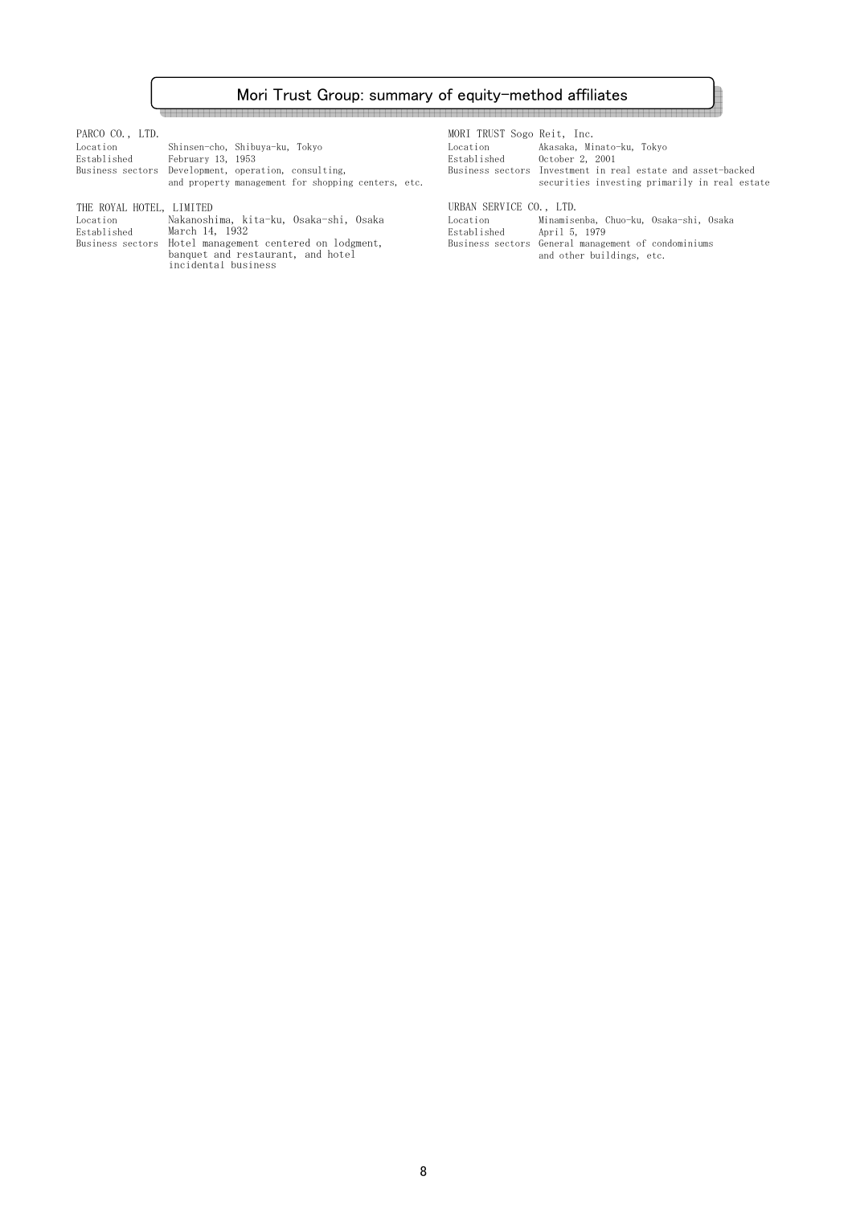# Mori Trust Group: summary of equity-method affiliates

**PARCO CO., LTD.**

| | |
|---|---|
| Location | Shinsen-cho, Shibuya-ku, Tokyo |
| Established | February 13, 1953 |
| Business sectors | Development, operation, consulting, and property management for shopping centers, etc. |

**THE ROYAL HOTEL, LIMITED**

| | |
|---|---|
| Location | Nakanoshima, kita-ku, Osaka-shi, Osaka |
| Established | March 14, 1932 |
| Business sectors | Hotel management centered on lodgment, banquet and restaurant, and hotel incidental business |

**MORI TRUST Sogo Reit, Inc.**

| | |
|---|---|
| Location | Akasaka, Minato-ku, Tokyo |
| Established | October 2, 2001 |
| Business sectors | Investment in real estate and asset-backed securities investing primarily in real estate |

**URBAN SERVICE CO., LTD.**

| | |
|---|---|
| Location | Minamisenba, Chuo-ku, Osaka-shi, Osaka |
| Established | April 5, 1979 |
| Business sectors | General management of condominiums and other buildings, etc. |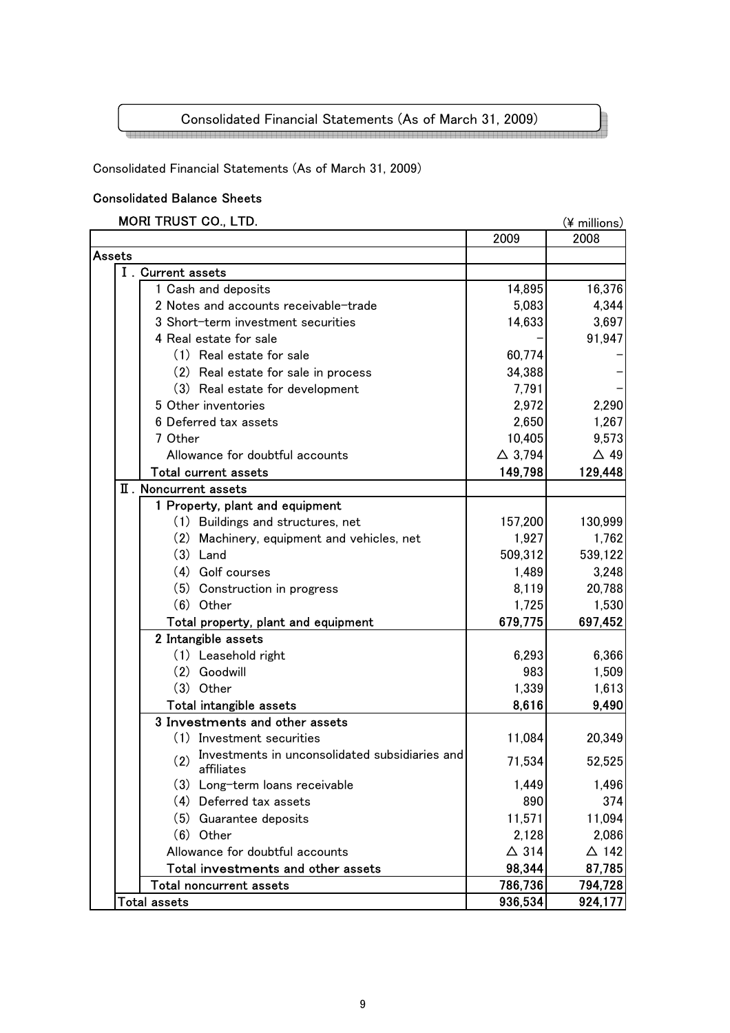# Consolidated Financial Statements (As of March 31, 2009)

Consolidated Financial Statements (As of March 31, 2009)

## Consolidated Balance Sheets

MORI TRUST CO., LTD. (¥ millions)

| | 2009 | 2008 |
|---|---|---|
| **Assets** | | |
| Ⅰ. Current assets | | |
| 1 Cash and deposits | 14,895 | 16,376 |
| 2 Notes and accounts receivable–trade | 5,083 | 4,344 |
| 3 Short–term investment securities | 14,633 | 3,697 |
| 4 Real estate for sale | – | 91,947 |
| (1) Real estate for sale | 60,774 | – |
| (2) Real estate for sale in process | 34,388 | – |
| (3) Real estate for development | 7,791 | – |
| 5 Other inventories | 2,972 | 2,290 |
| 6 Deferred tax assets | 2,650 | 1,267 |
| 7 Other | 10,405 | 9,573 |
| Allowance for doubtful accounts | △ 3,794 | △ 49 |
| **Total current assets** | **149,798** | **129,448** |
| Ⅱ. Noncurrent assets | | |
| 1 Property, plant and equipment | | |
| (1) Buildings and structures, net | 157,200 | 130,999 |
| (2) Machinery, equipment and vehicles, net | 1,927 | 1,762 |
| (3) Land | 509,312 | 539,122 |
| (4) Golf courses | 1,489 | 3,248 |
| (5) Construction in progress | 8,119 | 20,788 |
| (6) Other | 1,725 | 1,530 |
| **Total property, plant and equipment** | **679,775** | **697,452** |
| 2 Intangible assets | | |
| (1) Leasehold right | 6,293 | 6,366 |
| (2) Goodwill | 983 | 1,509 |
| (3) Other | 1,339 | 1,613 |
| **Total intangible assets** | **8,616** | **9,490** |
| 3 Investments and other assets | | |
| (1) Investment securities | 11,084 | 20,349 |
| (2) Investments in unconsolidated subsidiaries and affiliates | 71,534 | 52,525 |
| (3) Long–term loans receivable | 1,449 | 1,496 |
| (4) Deferred tax assets | 890 | 374 |
| (5) Guarantee deposits | 11,571 | 11,094 |
| (6) Other | 2,128 | 2,086 |
| Allowance for doubtful accounts | △ 314 | △ 142 |
| **Total investments and other assets** | **98,344** | **87,785** |
| **Total noncurrent assets** | **786,736** | **794,728** |
| **Total assets** | **936,534** | **924,177** |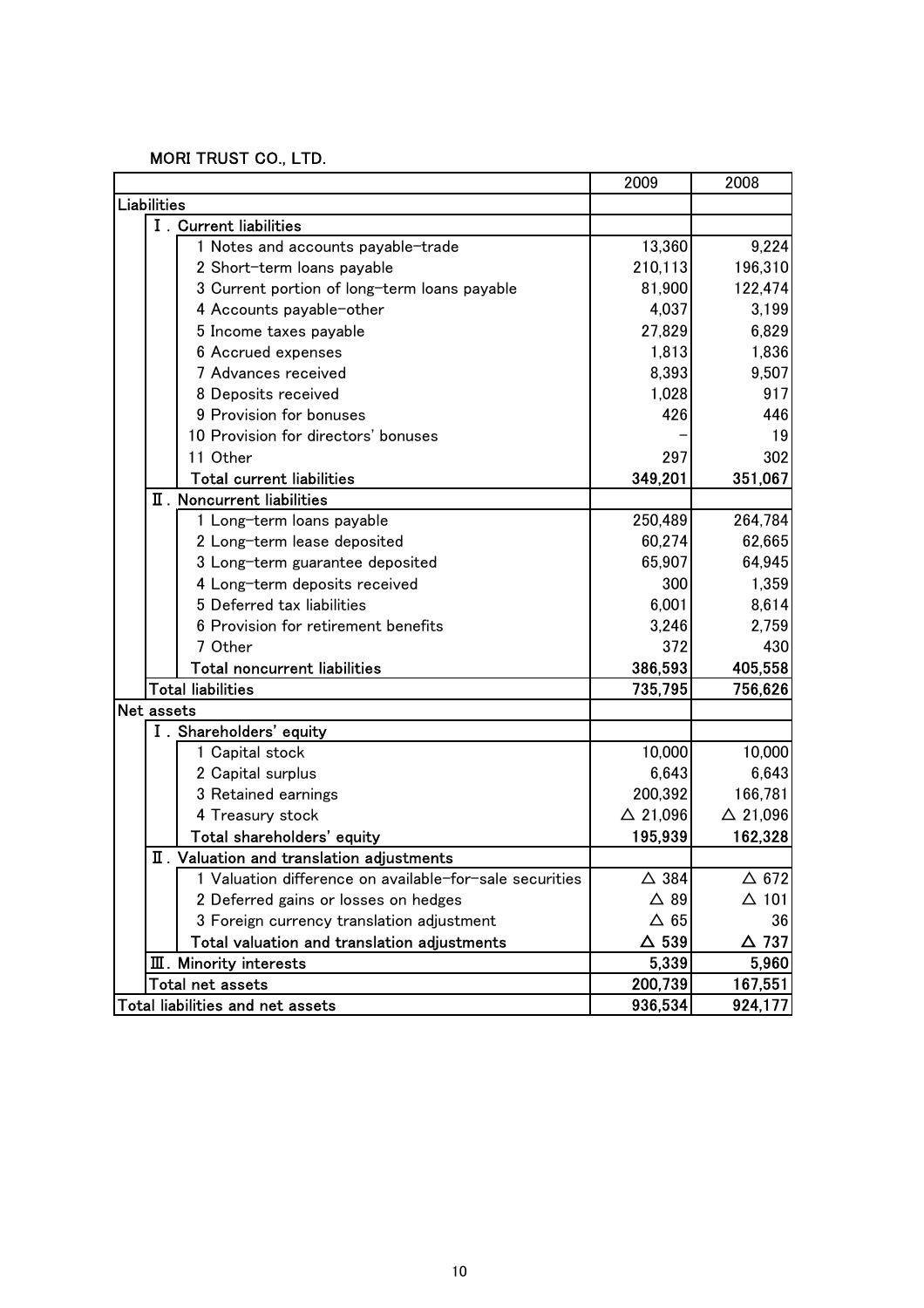MORI TRUST CO., LTD.

| | 2009 | 2008 |
|---|---|---|
| Liabilities | | |
| Ⅰ. Current liabilities | | |
| 1 Notes and accounts payable–trade | 13,360 | 9,224 |
| 2 Short–term loans payable | 210,113 | 196,310 |
| 3 Current portion of long–term loans payable | 81,900 | 122,474 |
| 4 Accounts payable–other | 4,037 | 3,199 |
| 5 Income taxes payable | 27,829 | 6,829 |
| 6 Accrued expenses | 1,813 | 1,836 |
| 7 Advances received | 8,393 | 9,507 |
| 8 Deposits received | 1,028 | 917 |
| 9 Provision for bonuses | 426 | 446 |
| 10 Provision for directors' bonuses | – | 19 |
| 11 Other | 297 | 302 |
| **Total current liabilities** | **349,201** | **351,067** |
| Ⅱ. Noncurrent liabilities | | |
| 1 Long–term loans payable | 250,489 | 264,784 |
| 2 Long–term lease deposited | 60,274 | 62,665 |
| 3 Long–term guarantee deposited | 65,907 | 64,945 |
| 4 Long–term deposits received | 300 | 1,359 |
| 5 Deferred tax liabilities | 6,001 | 8,614 |
| 6 Provision for retirement benefits | 3,246 | 2,759 |
| 7 Other | 372 | 430 |
| **Total noncurrent liabilities** | **386,593** | **405,558** |
| **Total liabilities** | **735,795** | **756,626** |
| Net assets | | |
| Ⅰ. Shareholders' equity | | |
| 1 Capital stock | 10,000 | 10,000 |
| 2 Capital surplus | 6,643 | 6,643 |
| 3 Retained earnings | 200,392 | 166,781 |
| 4 Treasury stock | △ 21,096 | △ 21,096 |
| **Total shareholders' equity** | **195,939** | **162,328** |
| Ⅱ. Valuation and translation adjustments | | |
| 1 Valuation difference on available–for–sale securities | △ 384 | △ 672 |
| 2 Deferred gains or losses on hedges | △ 89 | △ 101 |
| 3 Foreign currency translation adjustment | △ 65 | 36 |
| **Total valuation and translation adjustments** | **△ 539** | **△ 737** |
| **Ⅲ. Minority interests** | **5,339** | **5,960** |
| **Total net assets** | **200,739** | **167,551** |
| **Total liabilities and net assets** | **936,534** | **924,177** |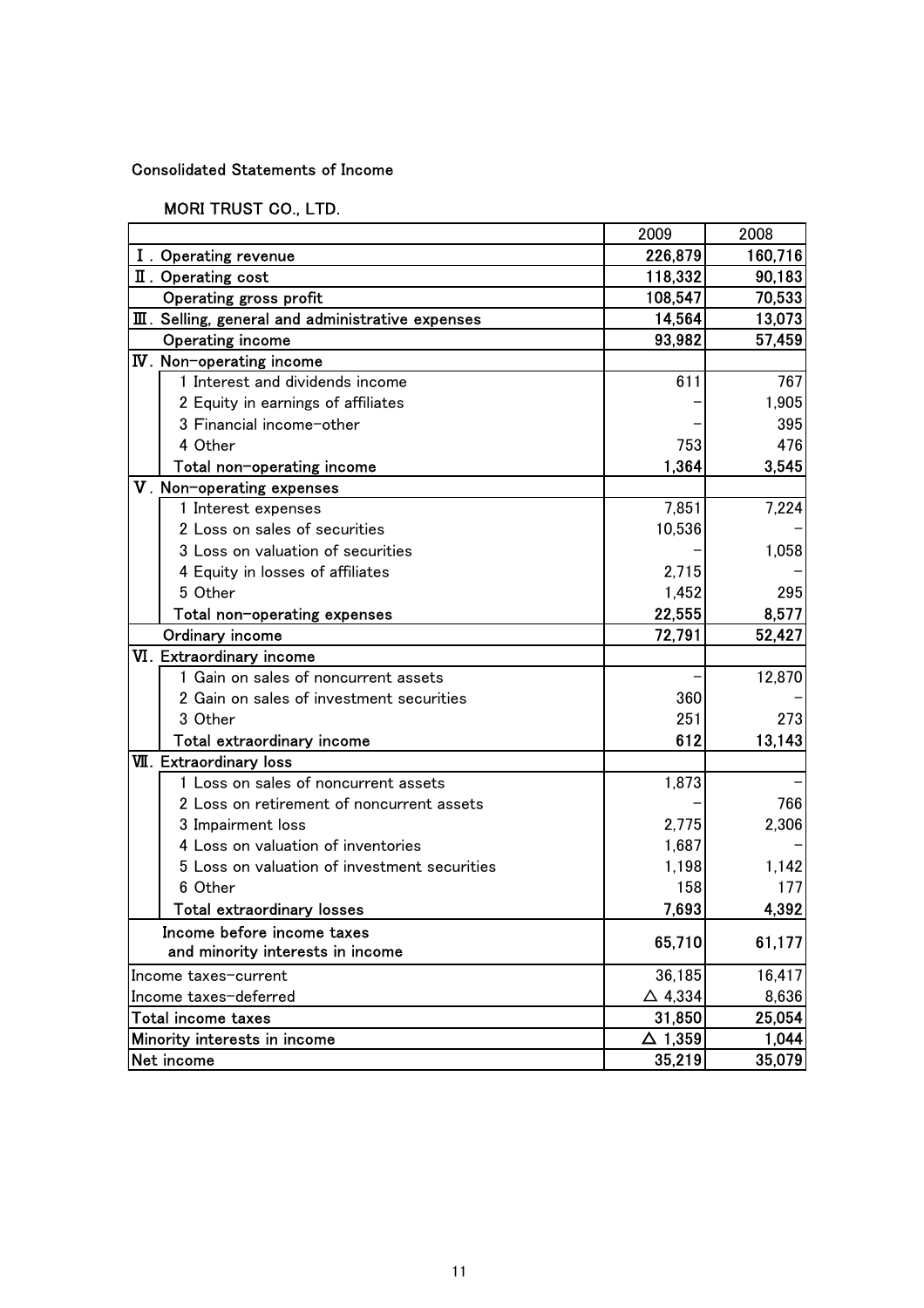Consolidated Statements of Income

MORI TRUST CO., LTD.

| | 2009 | 2008 |
|---|---|---|
| **Ⅰ. Operating revenue** | **226,879** | **160,716** |
| **Ⅱ. Operating cost** | **118,332** | **90,183** |
| **Operating gross profit** | **108,547** | **70,533** |
| **Ⅲ. Selling, general and administrative expenses** | **14,564** | **13,073** |
| **Operating income** | **93,982** | **57,459** |
| **Ⅳ. Non-operating income** | | |
| 1 Interest and dividends income | 611 | 767 |
| 2 Equity in earnings of affiliates | － | 1,905 |
| 3 Financial income-other | － | 395 |
| 4 Other | 753 | 476 |
| **Total non-operating income** | **1,364** | **3,545** |
| **Ⅴ. Non-operating expenses** | | |
| 1 Interest expenses | 7,851 | 7,224 |
| 2 Loss on sales of securities | 10,536 | － |
| 3 Loss on valuation of securities | － | 1,058 |
| 4 Equity in losses of affiliates | 2,715 | － |
| 5 Other | 1,452 | 295 |
| **Total non-operating expenses** | **22,555** | **8,577** |
| **Ordinary income** | **72,791** | **52,427** |
| **Ⅵ. Extraordinary income** | | |
| 1 Gain on sales of noncurrent assets | － | 12,870 |
| 2 Gain on sales of investment securities | 360 | － |
| 3 Other | 251 | 273 |
| **Total extraordinary income** | **612** | **13,143** |
| **Ⅶ. Extraordinary loss** | | |
| 1 Loss on sales of noncurrent assets | 1,873 | － |
| 2 Loss on retirement of noncurrent assets | － | 766 |
| 3 Impairment loss | 2,775 | 2,306 |
| 4 Loss on valuation of inventories | 1,687 | － |
| 5 Loss on valuation of investment securities | 1,198 | 1,142 |
| 6 Other | 158 | 177 |
| **Total extraordinary losses** | **7,693** | **4,392** |
| **Income before income taxes and minority interests in income** | **65,710** | **61,177** |
| Income taxes-current | 36,185 | 16,417 |
| Income taxes-deferred | △ 4,334 | 8,636 |
| **Total income taxes** | **31,850** | **25,054** |
| **Minority interests in income** | **△ 1,359** | **1,044** |
| **Net income** | **35,219** | **35,079** |